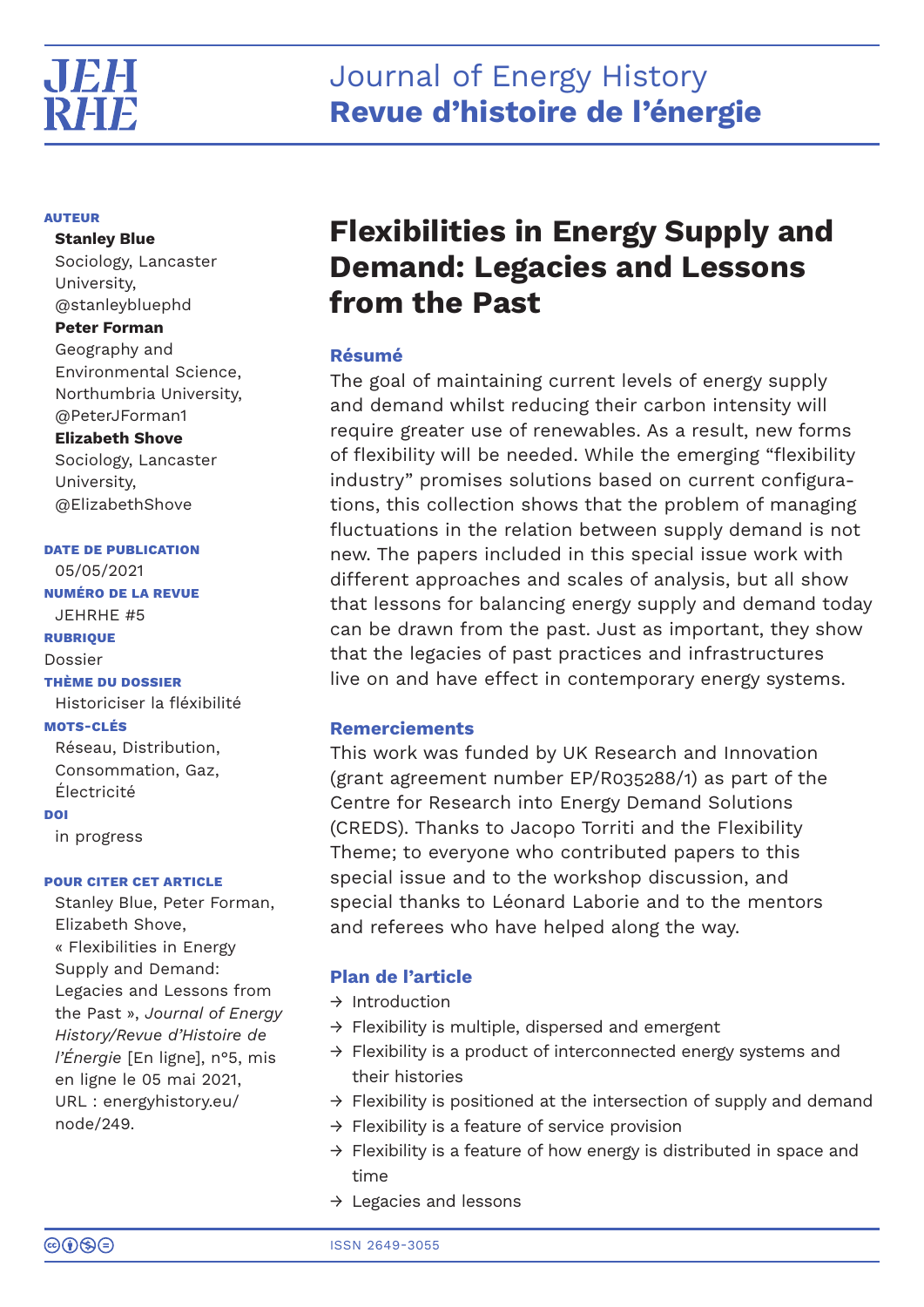# Flexibilities in Energy Supply and Demand: Legacies and Lessons from the Past

**AUTEUR**

**Stanley Blue**
Sociology, Lancaster University,
@stanleybluephd

**Peter Forman**
Geography and Environmental Science, Northumbria University,
@PeterJForman1

**Elizabeth Shove**
Sociology, Lancaster University,
@ElizabethShove

**DATE DE PUBLICATION**
05/05/2021

**NUMÉRO DE LA REVUE**
JEHRHE #5

**RUBRIQUE**
Dossier

**THÈME DU DOSSIER**
Historiciser la fléxibilité

**MOTS-CLÉS**
Réseau, Distribution, Consommation, Gaz, Électricité

**DOI**
in progress

**POUR CITER CET ARTICLE**
Stanley Blue, Peter Forman, Elizabeth Shove, « Flexibilities in Energy Supply and Demand: Legacies and Lessons from the Past », *Journal of Energy History/Revue d'Histoire de l'Énergie* [En ligne], n°5, mis en ligne le 05 mai 2021, URL : energyhistory.eu/node/249.

## Résumé

The goal of maintaining current levels of energy supply and demand whilst reducing their carbon intensity will require greater use of renewables. As a result, new forms of flexibility will be needed. While the emerging "flexibility industry" promises solutions based on current configurations, this collection shows that the problem of managing fluctuations in the relation between supply demand is not new. The papers included in this special issue work with different approaches and scales of analysis, but all show that lessons for balancing energy supply and demand today can be drawn from the past. Just as important, they show that the legacies of past practices and infrastructures live on and have effect in contemporary energy systems.

## Remerciements

This work was funded by UK Research and Innovation (grant agreement number EP/R035288/1) as part of the Centre for Research into Energy Demand Solutions (CREDS). Thanks to Jacopo Torriti and the Flexibility Theme; to everyone who contributed papers to this special issue and to the workshop discussion, and special thanks to Léonard Laborie and to the mentors and referees who have helped along the way.

## Plan de l'article

- → Introduction
- → Flexibility is multiple, dispersed and emergent
- → Flexibility is a product of interconnected energy systems and their histories
- → Flexibility is positioned at the intersection of supply and demand
- → Flexibility is a feature of service provision
- → Flexibility is a feature of how energy is distributed in space and time
- → Legacies and lessons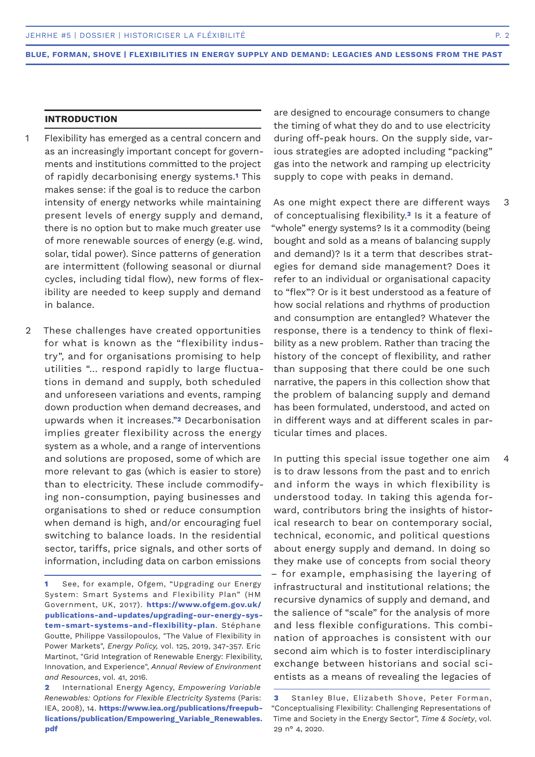## INTRODUCTION

1 Flexibility has emerged as a central concern and as an increasingly important concept for governments and institutions committed to the project of rapidly decarbonising energy systems.[1] This makes sense: if the goal is to reduce the carbon intensity of energy networks while maintaining present levels of energy supply and demand, there is no option but to make much greater use of more renewable sources of energy (e.g. wind, solar, tidal power). Since patterns of generation are intermittent (following seasonal or diurnal cycles, including tidal flow), new forms of flexibility are needed to keep supply and demand in balance.

2 These challenges have created opportunities for what is known as the "flexibility industry", and for organisations promising to help utilities "… respond rapidly to large fluctuations in demand and supply, both scheduled and unforeseen variations and events, ramping down production when demand decreases, and upwards when it increases."[2] Decarbonisation implies greater flexibility across the energy system as a whole, and a range of interventions and solutions are proposed, some of which are more relevant to gas (which is easier to store) than to electricity. These include commodifying non-consumption, paying businesses and organisations to shed or reduce consumption when demand is high, and/or encouraging fuel switching to balance loads. In the residential sector, tariffs, price signals, and other sorts of information, including data on carbon emissions are designed to encourage consumers to change the timing of what they do and to use electricity during off-peak hours. On the supply side, various strategies are adopted including "packing" gas into the network and ramping up electricity supply to cope with peaks in demand.

3 As one might expect there are different ways of conceptualising flexibility.[3] Is it a feature of "whole" energy systems? Is it a commodity (being bought and sold as a means of balancing supply and demand)? Is it a term that describes strategies for demand side management? Does it refer to an individual or organisational capacity to "flex"? Or is it best understood as a feature of how social relations and rhythms of production and consumption are entangled? Whatever the response, there is a tendency to think of flexibility as a new problem. Rather than tracing the history of the concept of flexibility, and rather than supposing that there could be one such narrative, the papers in this collection show that the problem of balancing supply and demand has been formulated, understood, and acted on in different ways and at different scales in particular times and places.

4 In putting this special issue together one aim is to draw lessons from the past and to enrich and inform the ways in which flexibility is understood today. In taking this agenda forward, contributors bring the insights of historical research to bear on contemporary social, technical, economic, and political questions about energy supply and demand. In doing so they make use of concepts from social theory – for example, emphasising the layering of infrastructural and institutional relations; the recursive dynamics of supply and demand, and the salience of "scale" for the analysis of more and less flexible configurations. This combination of approaches is consistent with our second aim which is to foster interdisciplinary exchange between historians and social scientists as a means of revealing the legacies of

---

[1] See, for example, Ofgem, "Upgrading our Energy System: Smart Systems and Flexibility Plan" (HM Government, UK, 2017). **https://www.ofgem.gov.uk/publications-and-updates/upgrading-our-energy-system-smart-systems-and-flexibility-plan**. Stéphane Goutte, Philippe Vassilopoulos, "The Value of Flexibility in Power Markets", *Energy Policy,* vol. 125, 2019, 347-357. Eric Martinot, "Grid Integration of Renewable Energy: Flexibility, Innovation, and Experience", *Annual Review of Environment and Resources*, vol. 41, 2016.

[2] International Energy Agency, *Empowering Variable Renewables: Options for Flexible Electricity Systems* (Paris: IEA, 2008), 14. **https://www.iea.org/publications/freepublications/publication/Empowering_Variable_Renewables.pdf**

[3] Stanley Blue, Elizabeth Shove, Peter Forman, "Conceptualising Flexibility: Challenging Representations of Time and Society in the Energy Sector", *Time & Society*, vol. 29 n° 4, 2020.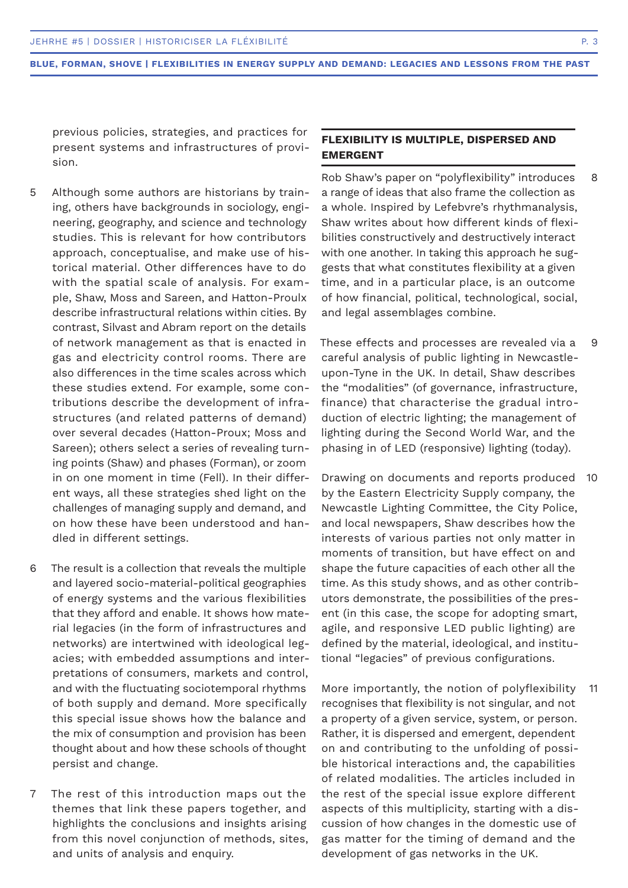previous policies, strategies, and practices for present systems and infrastructures of provision.

5 Although some authors are historians by training, others have backgrounds in sociology, engineering, geography, and science and technology studies. This is relevant for how contributors approach, conceptualise, and make use of historical material. Other differences have to do with the spatial scale of analysis. For example, Shaw, Moss and Sareen, and Hatton-Proulx describe infrastructural relations within cities. By contrast, Silvast and Abram report on the details of network management as that is enacted in gas and electricity control rooms. There are also differences in the time scales across which these studies extend. For example, some contributions describe the development of infrastructures (and related patterns of demand) over several decades (Hatton-Proux; Moss and Sareen); others select a series of revealing turning points (Shaw) and phases (Forman), or zoom in on one moment in time (Fell). In their different ways, all these strategies shed light on the challenges of managing supply and demand, and on how these have been understood and handled in different settings.

6 The result is a collection that reveals the multiple and layered socio-material-political geographies of energy systems and the various flexibilities that they afford and enable. It shows how material legacies (in the form of infrastructures and networks) are intertwined with ideological legacies; with embedded assumptions and interpretations of consumers, markets and control, and with the fluctuating sociotemporal rhythms of both supply and demand. More specifically this special issue shows how the balance and the mix of consumption and provision has been thought about and how these schools of thought persist and change.

7 The rest of this introduction maps out the themes that link these papers together, and highlights the conclusions and insights arising from this novel conjunction of methods, sites, and units of analysis and enquiry.

## FLEXIBILITY IS MULTIPLE, DISPERSED AND EMERGENT

8 Rob Shaw's paper on "polyflexibility" introduces a range of ideas that also frame the collection as a whole. Inspired by Lefebvre's rhythmanalysis, Shaw writes about how different kinds of flexibilities constructively and destructively interact with one another. In taking this approach he suggests that what constitutes flexibility at a given time, and in a particular place, is an outcome of how financial, political, technological, social, and legal assemblages combine.

9 These effects and processes are revealed via a careful analysis of public lighting in Newcastle-upon-Tyne in the UK. In detail, Shaw describes the "modalities" (of governance, infrastructure, finance) that characterise the gradual introduction of electric lighting; the management of lighting during the Second World War, and the phasing in of LED (responsive) lighting (today).

10 Drawing on documents and reports produced by the Eastern Electricity Supply company, the Newcastle Lighting Committee, the City Police, and local newspapers, Shaw describes how the interests of various parties not only matter in moments of transition, but have effect on and shape the future capacities of each other all the time. As this study shows, and as other contributors demonstrate, the possibilities of the present (in this case, the scope for adopting smart, agile, and responsive LED public lighting) are defined by the material, ideological, and institutional "legacies" of previous configurations.

11 More importantly, the notion of polyflexibility recognises that flexibility is not singular, and not a property of a given service, system, or person. Rather, it is dispersed and emergent, dependent on and contributing to the unfolding of possible historical interactions and, the capabilities of related modalities. The articles included in the rest of the special issue explore different aspects of this multiplicity, starting with a discussion of how changes in the domestic use of gas matter for the timing of demand and the development of gas networks in the UK.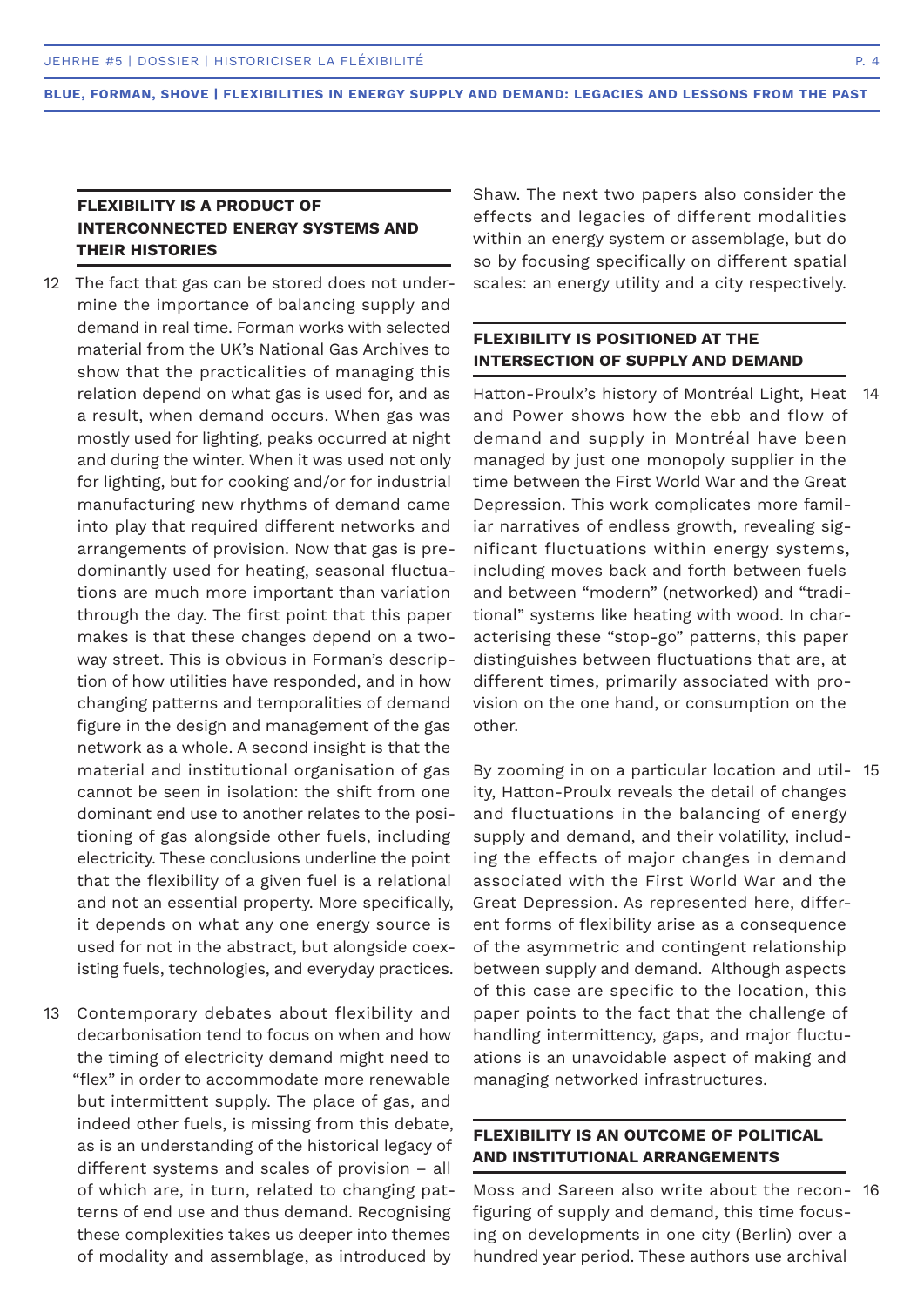### FLEXIBILITY IS A PRODUCT OF INTERCONNECTED ENERGY SYSTEMS AND THEIR HISTORIES

12 The fact that gas can be stored does not undermine the importance of balancing supply and demand in real time. Forman works with selected material from the UK's National Gas Archives to show that the practicalities of managing this relation depend on what gas is used for, and as a result, when demand occurs. When gas was mostly used for lighting, peaks occurred at night and during the winter. When it was used not only for lighting, but for cooking and/or for industrial manufacturing new rhythms of demand came into play that required different networks and arrangements of provision. Now that gas is predominantly used for heating, seasonal fluctuations are much more important than variation through the day. The first point that this paper makes is that these changes depend on a two-way street. This is obvious in Forman's description of how utilities have responded, and in how changing patterns and temporalities of demand figure in the design and management of the gas network as a whole. A second insight is that the material and institutional organisation of gas cannot be seen in isolation: the shift from one dominant end use to another relates to the positioning of gas alongside other fuels, including electricity. These conclusions underline the point that the flexibility of a given fuel is a relational and not an essential property. More specifically, it depends on what any one energy source is used for not in the abstract, but alongside coexisting fuels, technologies, and everyday practices.

13 Contemporary debates about flexibility and decarbonisation tend to focus on when and how the timing of electricity demand might need to "flex" in order to accommodate more renewable but intermittent supply. The place of gas, and indeed other fuels, is missing from this debate, as is an understanding of the historical legacy of different systems and scales of provision – all of which are, in turn, related to changing patterns of end use and thus demand. Recognising these complexities takes us deeper into themes of modality and assemblage, as introduced by Shaw. The next two papers also consider the effects and legacies of different modalities within an energy system or assemblage, but do so by focusing specifically on different spatial scales: an energy utility and a city respectively.

### FLEXIBILITY IS POSITIONED AT THE INTERSECTION OF SUPPLY AND DEMAND

14 Hatton-Proulx's history of Montréal Light, Heat and Power shows how the ebb and flow of demand and supply in Montréal have been managed by just one monopoly supplier in the time between the First World War and the Great Depression. This work complicates more familiar narratives of endless growth, revealing significant fluctuations within energy systems, including moves back and forth between fuels and between "modern" (networked) and "traditional" systems like heating with wood. In characterising these "stop-go" patterns, this paper distinguishes between fluctuations that are, at different times, primarily associated with provision on the one hand, or consumption on the other.

15 By zooming in on a particular location and utility, Hatton-Proulx reveals the detail of changes and fluctuations in the balancing of energy supply and demand, and their volatility, including the effects of major changes in demand associated with the First World War and the Great Depression. As represented here, different forms of flexibility arise as a consequence of the asymmetric and contingent relationship between supply and demand. Although aspects of this case are specific to the location, this paper points to the fact that the challenge of handling intermittency, gaps, and major fluctuations is an unavoidable aspect of making and managing networked infrastructures.

### FLEXIBILITY IS AN OUTCOME OF POLITICAL AND INSTITUTIONAL ARRANGEMENTS

16 Moss and Sareen also write about the reconfiguring of supply and demand, this time focusing on developments in one city (Berlin) over a hundred year period. These authors use archival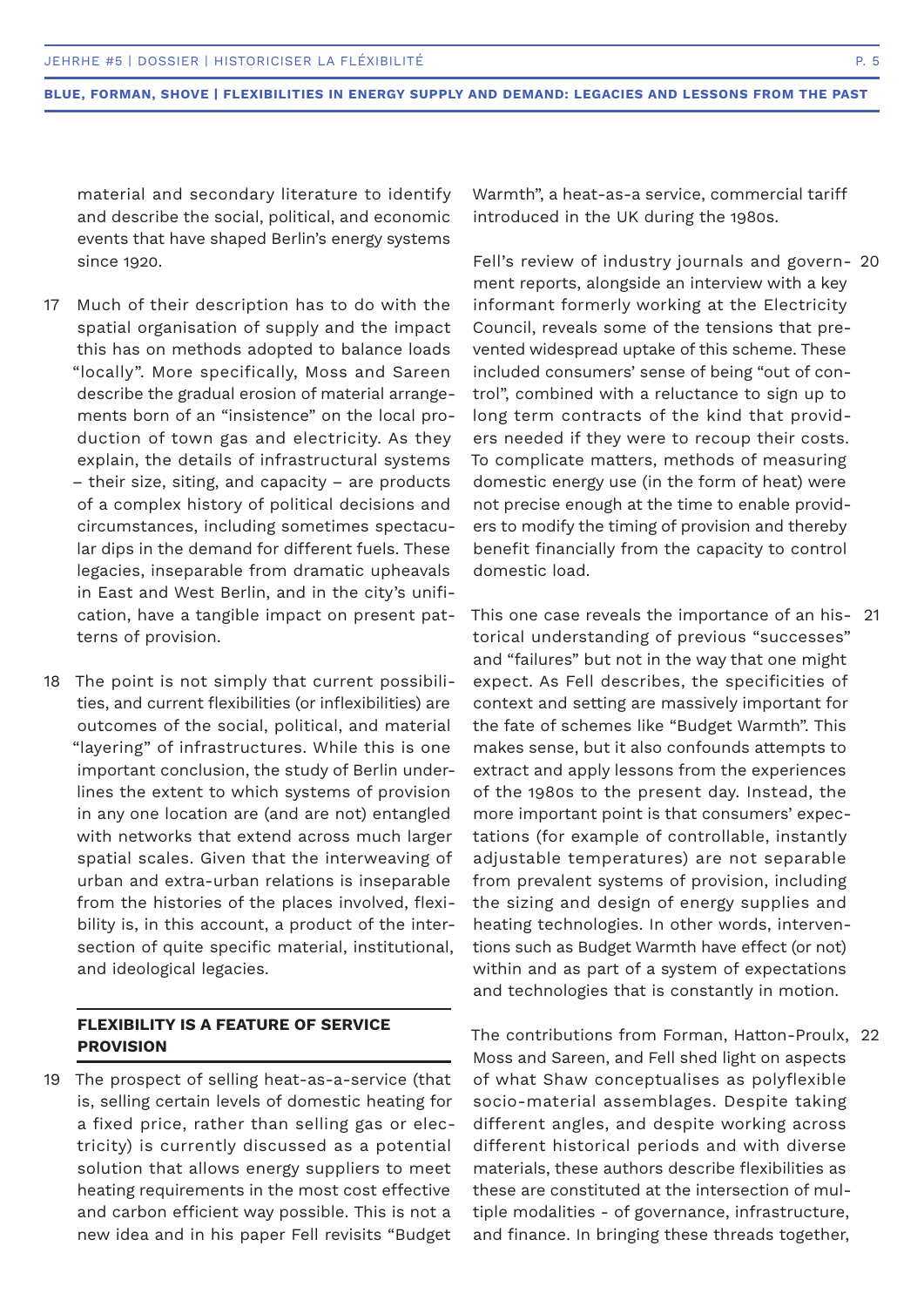material and secondary literature to identify and describe the social, political, and economic events that have shaped Berlin's energy systems since 1920.

17 Much of their description has to do with the spatial organisation of supply and the impact this has on methods adopted to balance loads "locally". More specifically, Moss and Sareen describe the gradual erosion of material arrangements born of an "insistence" on the local production of town gas and electricity. As they explain, the details of infrastructural systems – their size, siting, and capacity – are products of a complex history of political decisions and circumstances, including sometimes spectacular dips in the demand for different fuels. These legacies, inseparable from dramatic upheavals in East and West Berlin, and in the city's unification, have a tangible impact on present patterns of provision.

18 The point is not simply that current possibilities, and current flexibilities (or inflexibilities) are outcomes of the social, political, and material "layering" of infrastructures. While this is one important conclusion, the study of Berlin underlines the extent to which systems of provision in any one location are (and are not) entangled with networks that extend across much larger spatial scales. Given that the interweaving of urban and extra-urban relations is inseparable from the histories of the places involved, flexibility is, in this account, a product of the intersection of quite specific material, institutional, and ideological legacies.

## FLEXIBILITY IS A FEATURE OF SERVICE PROVISION

19 The prospect of selling heat-as-a-service (that is, selling certain levels of domestic heating for a fixed price, rather than selling gas or electricity) is currently discussed as a potential solution that allows energy suppliers to meet heating requirements in the most cost effective and carbon efficient way possible. This is not a new idea and in his paper Fell revisits "Budget Warmth", a heat-as-a service, commercial tariff introduced in the UK during the 1980s.

20 Fell's review of industry journals and government reports, alongside an interview with a key informant formerly working at the Electricity Council, reveals some of the tensions that prevented widespread uptake of this scheme. These included consumers' sense of being "out of control", combined with a reluctance to sign up to long term contracts of the kind that providers needed if they were to recoup their costs. To complicate matters, methods of measuring domestic energy use (in the form of heat) were not precise enough at the time to enable providers to modify the timing of provision and thereby benefit financially from the capacity to control domestic load.

21 This one case reveals the importance of an historical understanding of previous "successes" and "failures" but not in the way that one might expect. As Fell describes, the specificities of context and setting are massively important for the fate of schemes like "Budget Warmth". This makes sense, but it also confounds attempts to extract and apply lessons from the experiences of the 1980s to the present day. Instead, the more important point is that consumers' expectations (for example of controllable, instantly adjustable temperatures) are not separable from prevalent systems of provision, including the sizing and design of energy supplies and heating technologies. In other words, interventions such as Budget Warmth have effect (or not) within and as part of a system of expectations and technologies that is constantly in motion.

22 The contributions from Forman, Hatton-Proulx, Moss and Sareen, and Fell shed light on aspects of what Shaw conceptualises as polyflexible socio-material assemblages. Despite taking different angles, and despite working across different historical periods and with diverse materials, these authors describe flexibilities as these are constituted at the intersection of multiple modalities - of governance, infrastructure, and finance. In bringing these threads together,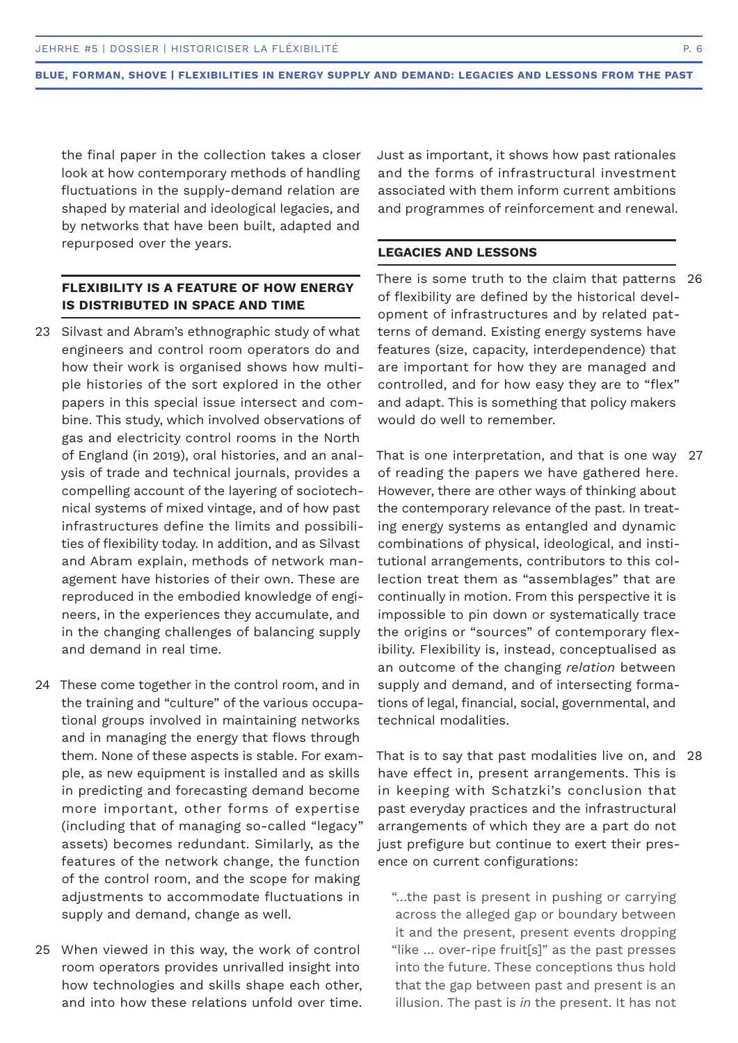the final paper in the collection takes a closer look at how contemporary methods of handling fluctuations in the supply-demand relation are shaped by material and ideological legacies, and by networks that have been built, adapted and repurposed over the years.

## FLEXIBILITY IS A FEATURE OF HOW ENERGY IS DISTRIBUTED IN SPACE AND TIME

23 Silvast and Abram's ethnographic study of what engineers and control room operators do and how their work is organised shows how multiple histories of the sort explored in the other papers in this special issue intersect and combine. This study, which involved observations of gas and electricity control rooms in the North of England (in 2019), oral histories, and an analysis of trade and technical journals, provides a compelling account of the layering of sociotechnical systems of mixed vintage, and of how past infrastructures define the limits and possibilities of flexibility today. In addition, and as Silvast and Abram explain, methods of network management have histories of their own. These are reproduced in the embodied knowledge of engineers, in the experiences they accumulate, and in the changing challenges of balancing supply and demand in real time.

24 These come together in the control room, and in the training and "culture" of the various occupational groups involved in maintaining networks and in managing the energy that flows through them. None of these aspects is stable. For example, as new equipment is installed and as skills in predicting and forecasting demand become more important, other forms of expertise (including that of managing so-called "legacy" assets) becomes redundant. Similarly, as the features of the network change, the function of the control room, and the scope for making adjustments to accommodate fluctuations in supply and demand, change as well.

25 When viewed in this way, the work of control room operators provides unrivalled insight into how technologies and skills shape each other, and into how these relations unfold over time. Just as important, it shows how past rationales and the forms of infrastructural investment associated with them inform current ambitions and programmes of reinforcement and renewal.

## LEGACIES AND LESSONS

26 There is some truth to the claim that patterns of flexibility are defined by the historical development of infrastructures and by related patterns of demand. Existing energy systems have features (size, capacity, interdependence) that are important for how they are managed and controlled, and for how easy they are to "flex" and adapt. This is something that policy makers would do well to remember.

27 That is one interpretation, and that is one way of reading the papers we have gathered here. However, there are other ways of thinking about the contemporary relevance of the past. In treating energy systems as entangled and dynamic combinations of physical, ideological, and institutional arrangements, contributors to this collection treat them as "assemblages" that are continually in motion. From this perspective it is impossible to pin down or systematically trace the origins or "sources" of contemporary flexibility. Flexibility is, instead, conceptualised as an outcome of the changing *relation* between supply and demand, and of intersecting formations of legal, financial, social, governmental, and technical modalities.

28 That is to say that past modalities live on, and have effect in, present arrangements. This is in keeping with Schatzki's conclusion that past everyday practices and the infrastructural arrangements of which they are a part do not just prefigure but continue to exert their presence on current configurations:

> "...the past is present in pushing or carrying across the alleged gap or boundary between it and the present, present events dropping "like ... over-ripe fruit[s]" as the past presses into the future. These conceptions thus hold that the gap between past and present is an illusion. The past is *in* the present. It has not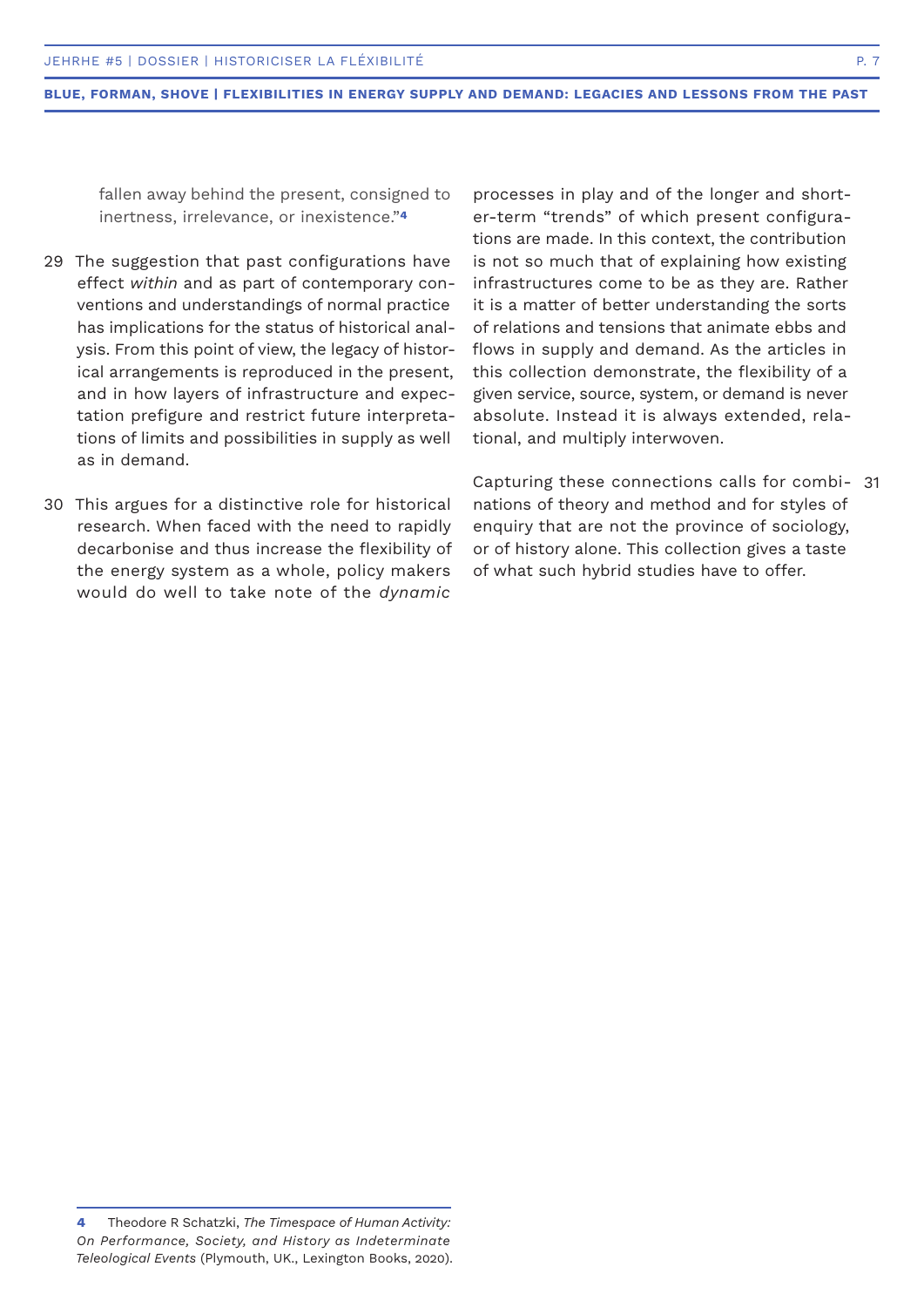fallen away behind the present, consigned to inertness, irrelevance, or inexistence."[4]

29 The suggestion that past configurations have effect *within* and as part of contemporary conventions and understandings of normal practice has implications for the status of historical analysis. From this point of view, the legacy of historical arrangements is reproduced in the present, and in how layers of infrastructure and expectation prefigure and restrict future interpretations of limits and possibilities in supply as well as in demand.

30 This argues for a distinctive role for historical research. When faced with the need to rapidly decarbonise and thus increase the flexibility of the energy system as a whole, policy makers would do well to take note of the *dynamic* processes in play and of the longer and shorter-term "trends" of which present configurations are made. In this context, the contribution is not so much that of explaining how existing infrastructures come to be as they are. Rather it is a matter of better understanding the sorts of relations and tensions that animate ebbs and flows in supply and demand. As the articles in this collection demonstrate, the flexibility of a given service, source, system, or demand is never absolute. Instead it is always extended, relational, and multiply interwoven.

31 Capturing these connections calls for combinations of theory and method and for styles of enquiry that are not the province of sociology, or of history alone. This collection gives a taste of what such hybrid studies have to offer.

---

[4] Theodore R Schatzki, *The Timespace of Human Activity: On Performance, Society, and History as Indeterminate Teleological Events* (Plymouth, UK., Lexington Books, 2020).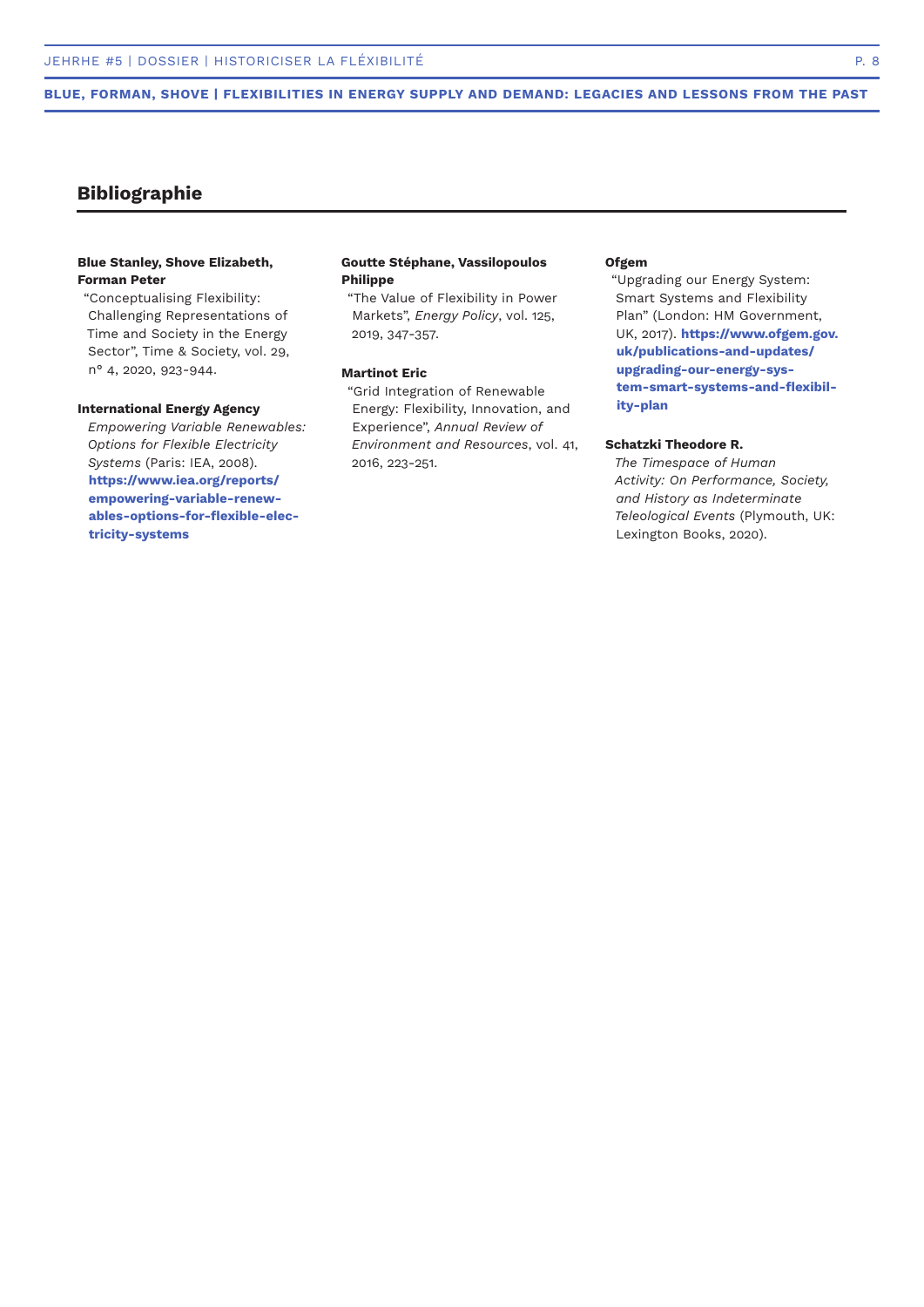## Bibliographie

**Blue Stanley, Shove Elizabeth, Forman Peter**
"Conceptualising Flexibility: Challenging Representations of Time and Society in the Energy Sector", Time & Society, vol. 29, n° 4, 2020, 923-944.

**International Energy Agency**
*Empowering Variable Renewables: Options for Flexible Electricity Systems* (Paris: IEA, 2008). **https://www.iea.org/reports/empowering-variable-renewables-options-for-flexible-electricity-systems**

**Goutte Stéphane, Vassilopoulos Philippe**
"The Value of Flexibility in Power Markets", *Energy Policy*, vol. 125, 2019, 347-357.

**Martinot Eric**
"Grid Integration of Renewable Energy: Flexibility, Innovation, and Experience", *Annual Review of Environment and Resources*, vol. 41, 2016, 223-251.

**Ofgem**
"Upgrading our Energy System: Smart Systems and Flexibility Plan" (London: HM Government, UK, 2017). **https://www.ofgem.gov.uk/publications-and-updates/upgrading-our-energy-system-smart-systems-and-flexibility-plan**

**Schatzki Theodore R.**
*The Timespace of Human Activity: On Performance, Society, and History as Indeterminate Teleological Events* (Plymouth, UK: Lexington Books, 2020).